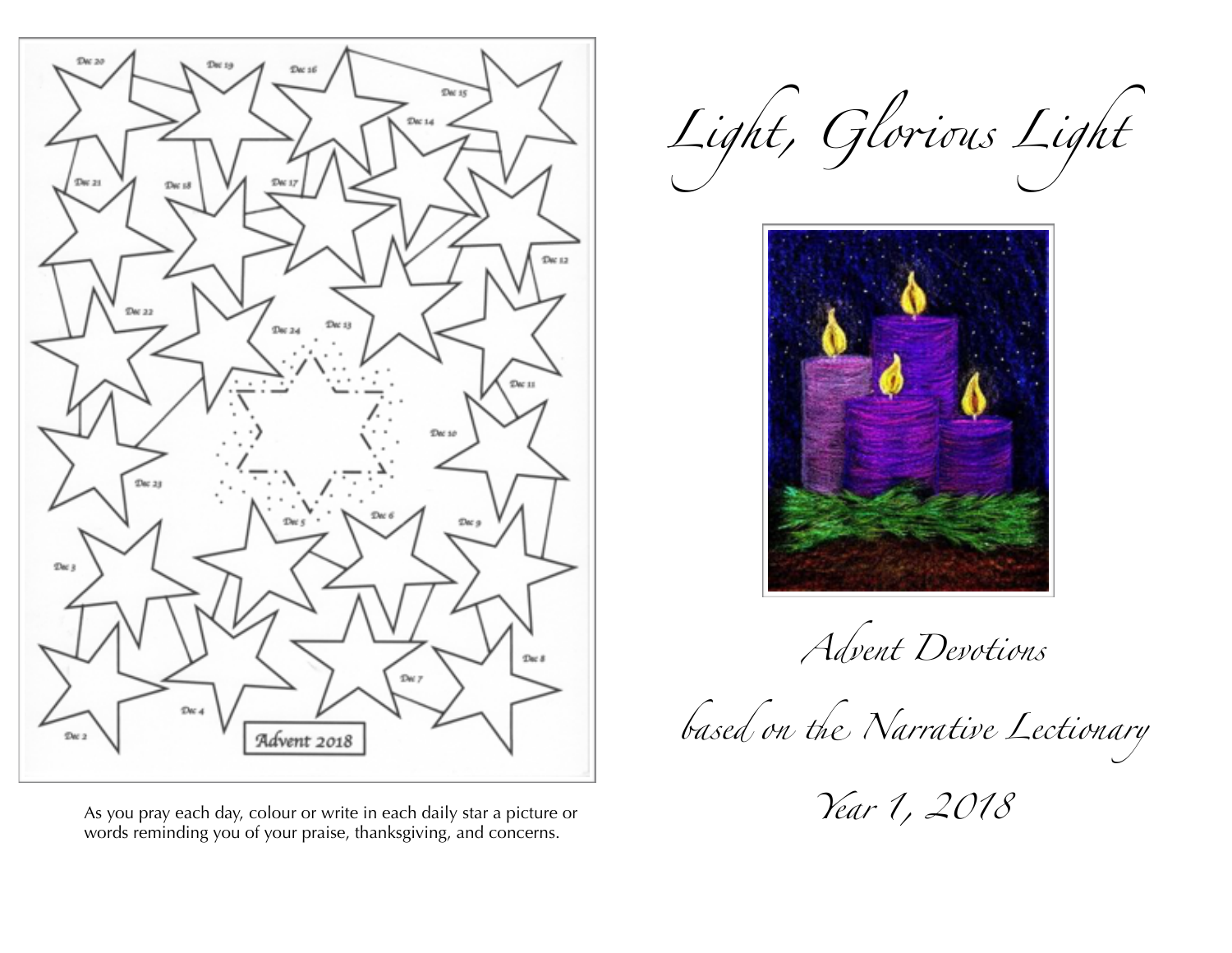As you pray each day, colour or write in each daily star a picture or words reminding you of your praise, thanksgiving, and concerns.

# *Light, Glorious Light*

*Advent Devotions*

*based on the Narrative Lectionary*

*Year 1, 2018*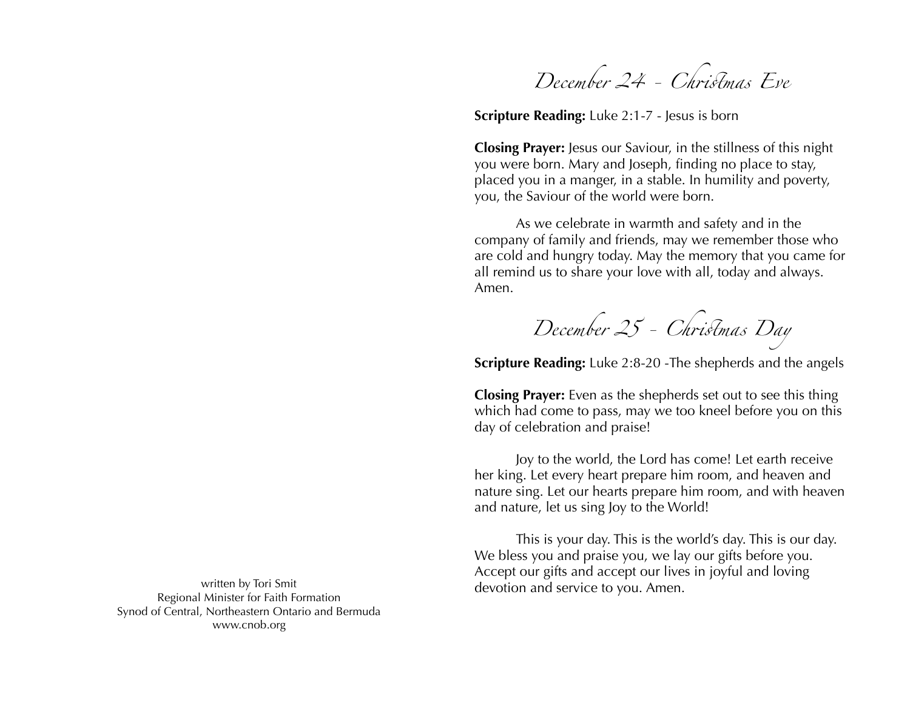written by Tori Smit
Regional Minister for Faith Formation
Synod of Central, Northeastern Ontario and Bermuda
www.cnob.org

## *December 24 - Christmas Eve*

**Scripture Reading:** Luke 2:1-7 - Jesus is born

**Closing Prayer:** Jesus our Saviour, in the stillness of this night you were born. Mary and Joseph, finding no place to stay, placed you in a manger, in a stable. In humility and poverty, you, the Saviour of the world were born.

As we celebrate in warmth and safety and in the company of family and friends, may we remember those who are cold and hungry today. May the memory that you came for all remind us to share your love with all, today and always. Amen.

## *December 25 - Christmas Day*

**Scripture Reading:** Luke 2:8-20 -The shepherds and the angels

**Closing Prayer:** Even as the shepherds set out to see this thing which had come to pass, may we too kneel before you on this day of celebration and praise!

Joy to the world, the Lord has come! Let earth receive her king. Let every heart prepare him room, and heaven and nature sing. Let our hearts prepare him room, and with heaven and nature, let us sing Joy to the World!

This is your day. This is the world's day. This is our day. We bless you and praise you, we lay our gifts before you. Accept our gifts and accept our lives in joyful and loving devotion and service to you. Amen.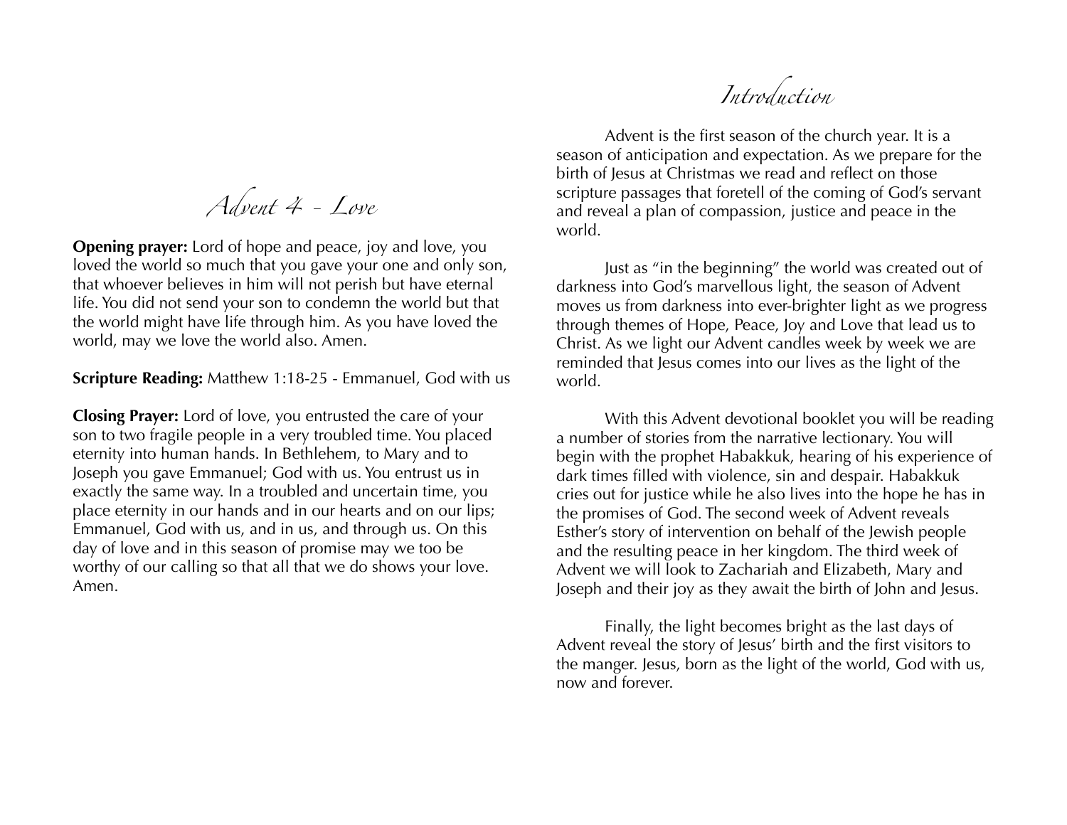# Advent 4 - Love

**Opening prayer:** Lord of hope and peace, joy and love, you loved the world so much that you gave your one and only son, that whoever believes in him will not perish but have eternal life. You did not send your son to condemn the world but that the world might have life through him. As you have loved the world, may we love the world also. Amen.

**Scripture Reading:** Matthew 1:18-25 - Emmanuel, God with us

**Closing Prayer:** Lord of love, you entrusted the care of your son to two fragile people in a very troubled time. You placed eternity into human hands. In Bethlehem, to Mary and to Joseph you gave Emmanuel; God with us. You entrust us in exactly the same way. In a troubled and uncertain time, you place eternity in our hands and in our hearts and on our lips; Emmanuel, God with us, and in us, and through us. On this day of love and in this season of promise may we too be worthy of our calling so that all that we do shows your love. Amen.

# Introduction

Advent is the first season of the church year. It is a season of anticipation and expectation. As we prepare for the birth of Jesus at Christmas we read and reflect on those scripture passages that foretell of the coming of God's servant and reveal a plan of compassion, justice and peace in the world.

Just as "in the beginning" the world was created out of darkness into God's marvellous light, the season of Advent moves us from darkness into ever-brighter light as we progress through themes of Hope, Peace, Joy and Love that lead us to Christ. As we light our Advent candles week by week we are reminded that Jesus comes into our lives as the light of the world.

With this Advent devotional booklet you will be reading a number of stories from the narrative lectionary. You will begin with the prophet Habakkuk, hearing of his experience of dark times filled with violence, sin and despair. Habakkuk cries out for justice while he also lives into the hope he has in the promises of God. The second week of Advent reveals Esther's story of intervention on behalf of the Jewish people and the resulting peace in her kingdom. The third week of Advent we will look to Zachariah and Elizabeth, Mary and Joseph and their joy as they await the birth of John and Jesus.

Finally, the light becomes bright as the last days of Advent reveal the story of Jesus' birth and the first visitors to the manger. Jesus, born as the light of the world, God with us, now and forever.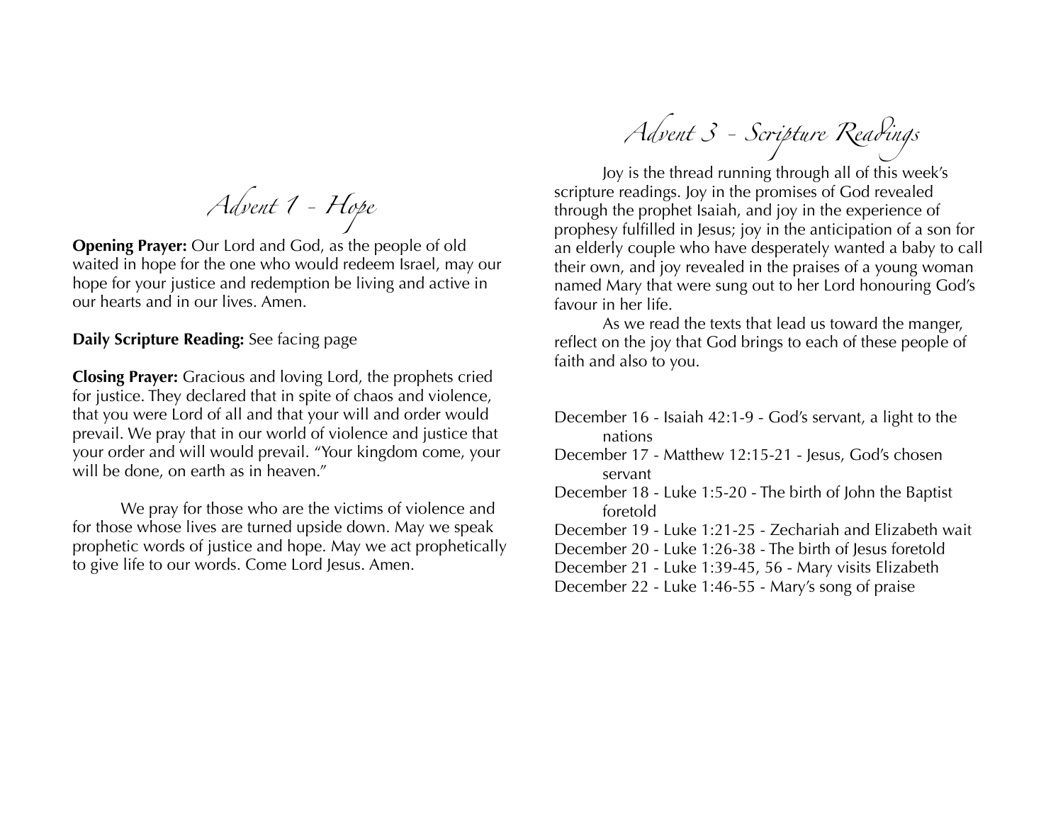## Advent 1 - Hope

**Opening Prayer:** Our Lord and God, as the people of old waited in hope for the one who would redeem Israel, may our hope for your justice and redemption be living and active in our hearts and in our lives. Amen.

**Daily Scripture Reading:** See facing page

**Closing Prayer:** Gracious and loving Lord, the prophets cried for justice. They declared that in spite of chaos and violence, that you were Lord of all and that your will and order would prevail. We pray that in our world of violence and justice that your order and will would prevail. "Your kingdom come, your will be done, on earth as in heaven."

We pray for those who are the victims of violence and for those whose lives are turned upside down. May we speak prophetic words of justice and hope. May we act prophetically to give life to our words. Come Lord Jesus. Amen.

## Advent 3 - Scripture Readings

Joy is the thread running through all of this week's scripture readings. Joy in the promises of God revealed through the prophet Isaiah, and joy in the experience of prophesy fulfilled in Jesus; joy in the anticipation of a son for an elderly couple who have desperately wanted a baby to call their own, and joy revealed in the praises of a young woman named Mary that were sung out to her Lord honouring God's favour in her life.

As we read the texts that lead us toward the manger, reflect on the joy that God brings to each of these people of faith and also to you.

December 16 - Isaiah 42:1-9 - God's servant, a light to the nations
December 17 - Matthew 12:15-21 - Jesus, God's chosen servant
December 18 - Luke 1:5-20 - The birth of John the Baptist foretold
December 19 - Luke 1:21-25 - Zechariah and Elizabeth wait
December 20 - Luke 1:26-38 - The birth of Jesus foretold
December 21 - Luke 1:39-45, 56 - Mary visits Elizabeth
December 22 - Luke 1:46-55 - Mary's song of praise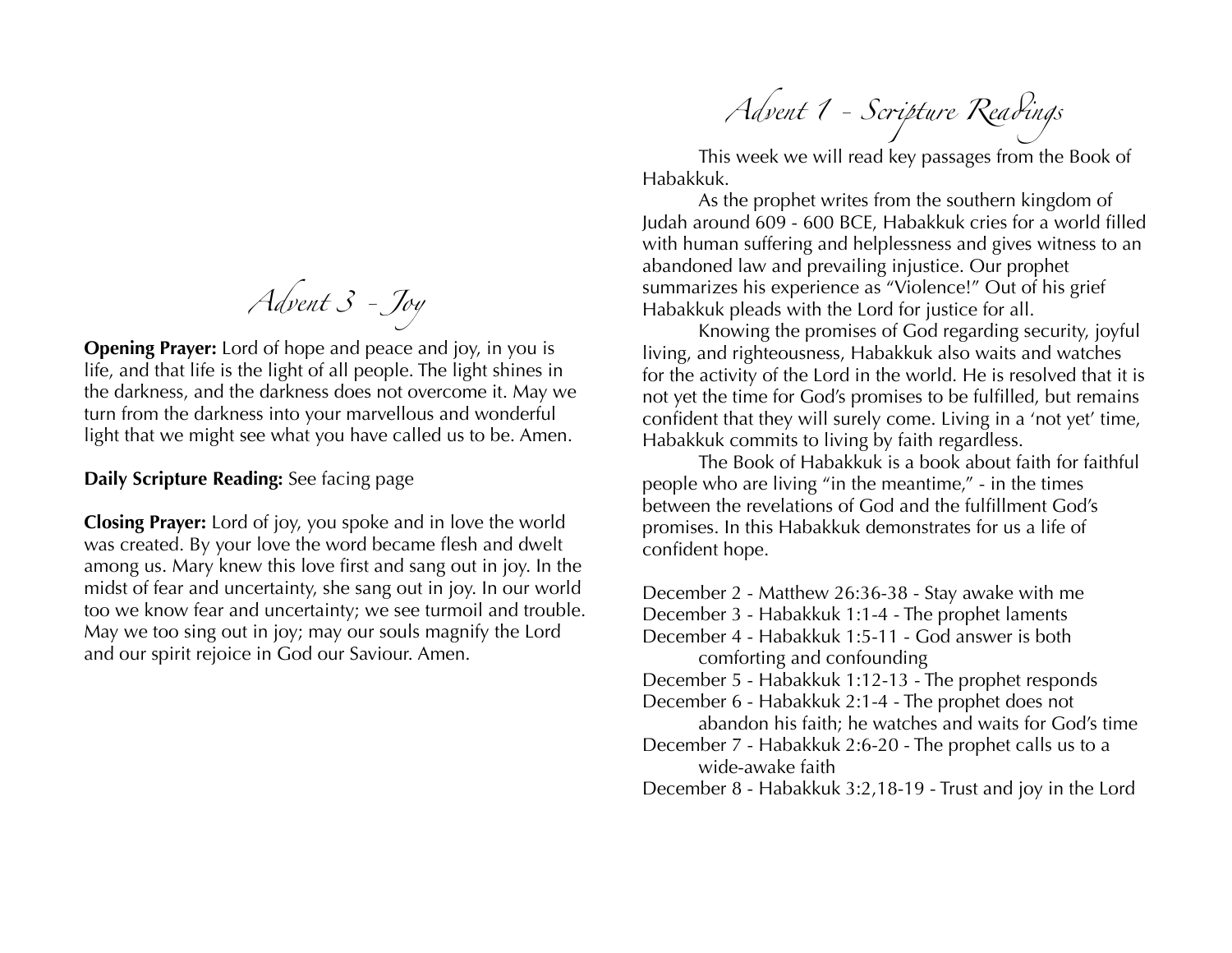# Advent 3 - Joy

**Opening Prayer:** Lord of hope and peace and joy, in you is life, and that life is the light of all people. The light shines in the darkness, and the darkness does not overcome it. May we turn from the darkness into your marvellous and wonderful light that we might see what you have called us to be. Amen.

**Daily Scripture Reading:** See facing page

**Closing Prayer:** Lord of joy, you spoke and in love the world was created. By your love the word became flesh and dwelt among us. Mary knew this love first and sang out in joy. In the midst of fear and uncertainty, she sang out in joy. In our world too we know fear and uncertainty; we see turmoil and trouble. May we too sing out in joy; may our souls magnify the Lord and our spirit rejoice in God our Saviour. Amen.

# Advent 1 - Scripture Readings

This week we will read key passages from the Book of Habakkuk.

As the prophet writes from the southern kingdom of Judah around 609 - 600 BCE, Habakkuk cries for a world filled with human suffering and helplessness and gives witness to an abandoned law and prevailing injustice. Our prophet summarizes his experience as "Violence!" Out of his grief Habakkuk pleads with the Lord for justice for all.

Knowing the promises of God regarding security, joyful living, and righteousness, Habakkuk also waits and watches for the activity of the Lord in the world. He is resolved that it is not yet the time for God's promises to be fulfilled, but remains confident that they will surely come. Living in a 'not yet' time, Habakkuk commits to living by faith regardless.

The Book of Habakkuk is a book about faith for faithful people who are living "in the meantime," - in the times between the revelations of God and the fulfillment God's promises. In this Habakkuk demonstrates for us a life of confident hope.

December 2 - Matthew 26:36-38 - Stay awake with me
December 3 - Habakkuk 1:1-4 - The prophet laments
December 4 - Habakkuk 1:5-11 - God answer is both comforting and confounding
December 5 - Habakkuk 1:12-13 - The prophet responds
December 6 - Habakkuk 2:1-4 - The prophet does not abandon his faith; he watches and waits for God's time
December 7 - Habakkuk 2:6-20 - The prophet calls us to a wide-awake faith
December 8 - Habakkuk 3:2,18-19 - Trust and joy in the Lord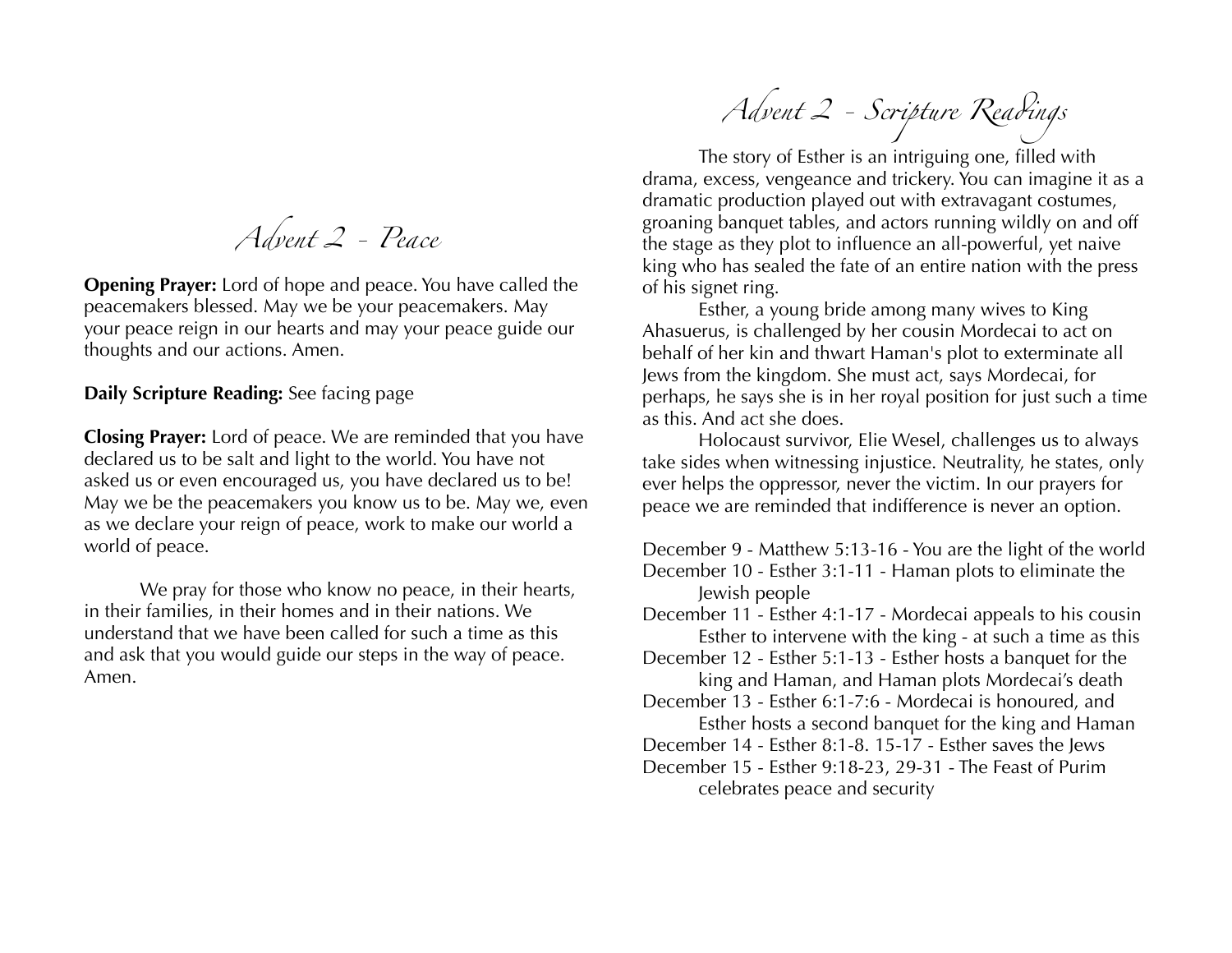# Advent 2 - Peace

**Opening Prayer:** Lord of hope and peace. You have called the peacemakers blessed. May we be your peacemakers. May your peace reign in our hearts and may your peace guide our thoughts and our actions. Amen.

**Daily Scripture Reading:** See facing page

**Closing Prayer:** Lord of peace. We are reminded that you have declared us to be salt and light to the world. You have not asked us or even encouraged us, you have declared us to be! May we be the peacemakers you know us to be. May we, even as we declare your reign of peace, work to make our world a world of peace.

We pray for those who know no peace, in their hearts, in their families, in their homes and in their nations. We understand that we have been called for such a time as this and ask that you would guide our steps in the way of peace. Amen.

# Advent 2 - Scripture Readings

The story of Esther is an intriguing one, filled with drama, excess, vengeance and trickery. You can imagine it as a dramatic production played out with extravagant costumes, groaning banquet tables, and actors running wildly on and off the stage as they plot to influence an all-powerful, yet naive king who has sealed the fate of an entire nation with the press of his signet ring.

Esther, a young bride among many wives to King Ahasuerus, is challenged by her cousin Mordecai to act on behalf of her kin and thwart Haman's plot to exterminate all Jews from the kingdom. She must act, says Mordecai, for perhaps, he says she is in her royal position for just such a time as this. And act she does.

Holocaust survivor, Elie Wesel, challenges us to always take sides when witnessing injustice. Neutrality, he states, only ever helps the oppressor, never the victim. In our prayers for peace we are reminded that indifference is never an option.

December 9 - Matthew 5:13-16 - You are the light of the world
December 10 - Esther 3:1-11 - Haman plots to eliminate the Jewish people
December 11 - Esther 4:1-17 - Mordecai appeals to his cousin Esther to intervene with the king - at such a time as this
December 12 - Esther 5:1-13 - Esther hosts a banquet for the king and Haman, and Haman plots Mordecai's death
December 13 - Esther 6:1-7:6 - Mordecai is honoured, and Esther hosts a second banquet for the king and Haman
December 14 - Esther 8:1-8. 15-17 - Esther saves the Jews
December 15 - Esther 9:18-23, 29-31 - The Feast of Purim celebrates peace and security